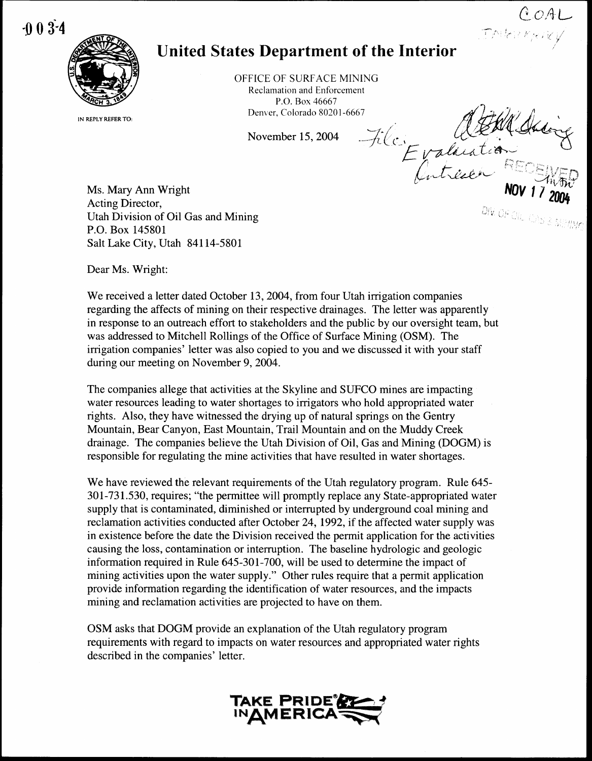# United States Department of the Interior

OFFICE OF SURFACE MINING
Reclamation and Enforcement
P.O. Box 46667
Denver, Colorado 80201-6667

IN REPLY REFER TO:

November 15, 2004

Ms. Mary Ann Wright
Acting Director,
Utah Division of Oil Gas and Mining
P.O. Box 145801
Salt Lake City, Utah 84114-5801

Dear Ms. Wright:

We received a letter dated October 13, 2004, from four Utah irrigation companies regarding the affects of mining on their respective drainages. The letter was apparently in response to an outreach effort to stakeholders and the public by our oversight team, but was addressed to Mitchell Rollings of the Office of Surface Mining (OSM). The irrigation companies' letter was also copied to you and we discussed it with your staff during our meeting on November 9, 2004.

The companies allege that activities at the Skyline and SUFCO mines are impacting water resources leading to water shortages to irrigators who hold appropriated water rights. Also, they have witnessed the drying up of natural springs on the Gentry Mountain, Bear Canyon, East Mountain, Trail Mountain and on the Muddy Creek drainage. The companies believe the Utah Division of Oil, Gas and Mining (DOGM) is responsible for regulating the mine activities that have resulted in water shortages.

We have reviewed the relevant requirements of the Utah regulatory program. Rule 645-301-731.530, requires; "the permittee will promptly replace any State-appropriated water supply that is contaminated, diminished or interrupted by underground coal mining and reclamation activities conducted after October 24, 1992, if the affected water supply was in existence before the date the Division received the permit application for the activities causing the loss, contamination or interruption. The baseline hydrologic and geologic information required in Rule 645-301-700, will be used to determine the impact of mining activities upon the water supply." Other rules require that a permit application provide information regarding the identification of water resources, and the impacts mining and reclamation activities are projected to have on them.

OSM asks that DOGM provide an explanation of the Utah regulatory program requirements with regard to impacts on water resources and appropriated water rights described in the companies' letter.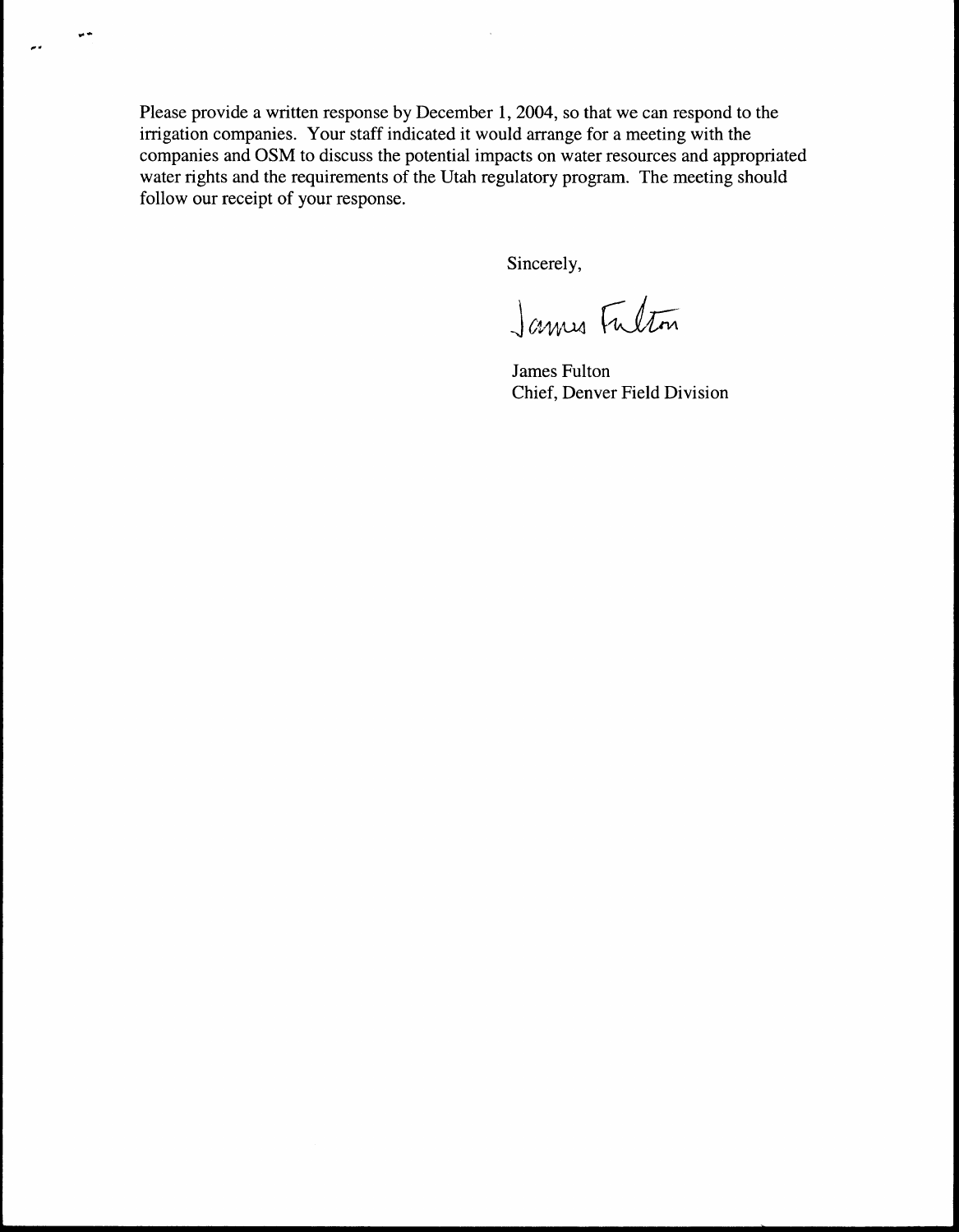Please provide a written response by December 1, 2004, so that we can respond to the irrigation companies. Your staff indicated it would arrange for a meeting with the companies and OSM to discuss the potential impacts on water resources and appropriated water rights and the requirements of the Utah regulatory program. The meeting should follow our receipt of your response.

Sincerely,

James Fulton

James Fulton
Chief, Denver Field Division